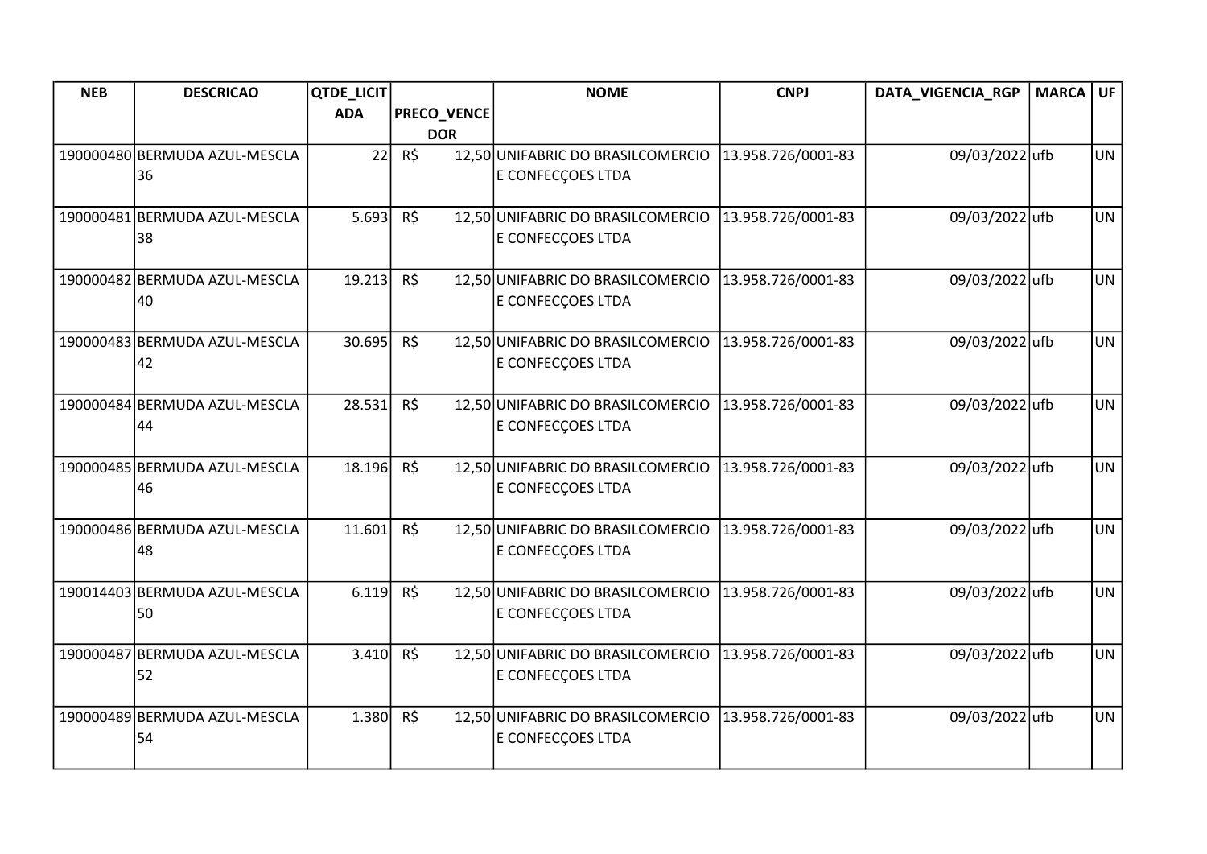| NEB | DESCRICAO | QTDE_LICITADA | PRECO_VENCEDOR | NOME | CNPJ | DATA_VIGENCIA_RGP | MARCA | UF |
|---|---|---|---|---|---|---|---|---|
| 190000480 | BERMUDA AZUL-MESCLA 36 | 22 | R$ 12,50 | UNIFABRIC DO BRASILCOMERCIO E CONFECÇOES LTDA | 13.958.726/0001-83 | 09/03/2022 | ufb | UN |
| 190000481 | BERMUDA AZUL-MESCLA 38 | 5.693 | R$ 12,50 | UNIFABRIC DO BRASILCOMERCIO E CONFECÇOES LTDA | 13.958.726/0001-83 | 09/03/2022 | ufb | UN |
| 190000482 | BERMUDA AZUL-MESCLA 40 | 19.213 | R$ 12,50 | UNIFABRIC DO BRASILCOMERCIO E CONFECÇOES LTDA | 13.958.726/0001-83 | 09/03/2022 | ufb | UN |
| 190000483 | BERMUDA AZUL-MESCLA 42 | 30.695 | R$ 12,50 | UNIFABRIC DO BRASILCOMERCIO E CONFECÇOES LTDA | 13.958.726/0001-83 | 09/03/2022 | ufb | UN |
| 190000484 | BERMUDA AZUL-MESCLA 44 | 28.531 | R$ 12,50 | UNIFABRIC DO BRASILCOMERCIO E CONFECÇOES LTDA | 13.958.726/0001-83 | 09/03/2022 | ufb | UN |
| 190000485 | BERMUDA AZUL-MESCLA 46 | 18.196 | R$ 12,50 | UNIFABRIC DO BRASILCOMERCIO E CONFECÇOES LTDA | 13.958.726/0001-83 | 09/03/2022 | ufb | UN |
| 190000486 | BERMUDA AZUL-MESCLA 48 | 11.601 | R$ 12,50 | UNIFABRIC DO BRASILCOMERCIO E CONFECÇOES LTDA | 13.958.726/0001-83 | 09/03/2022 | ufb | UN |
| 190014403 | BERMUDA AZUL-MESCLA 50 | 6.119 | R$ 12,50 | UNIFABRIC DO BRASILCOMERCIO E CONFECÇOES LTDA | 13.958.726/0001-83 | 09/03/2022 | ufb | UN |
| 190000487 | BERMUDA AZUL-MESCLA 52 | 3.410 | R$ 12,50 | UNIFABRIC DO BRASILCOMERCIO E CONFECÇOES LTDA | 13.958.726/0001-83 | 09/03/2022 | ufb | UN |
| 190000489 | BERMUDA AZUL-MESCLA 54 | 1.380 | R$ 12,50 | UNIFABRIC DO BRASILCOMERCIO E CONFECÇOES LTDA | 13.958.726/0001-83 | 09/03/2022 | ufb | UN |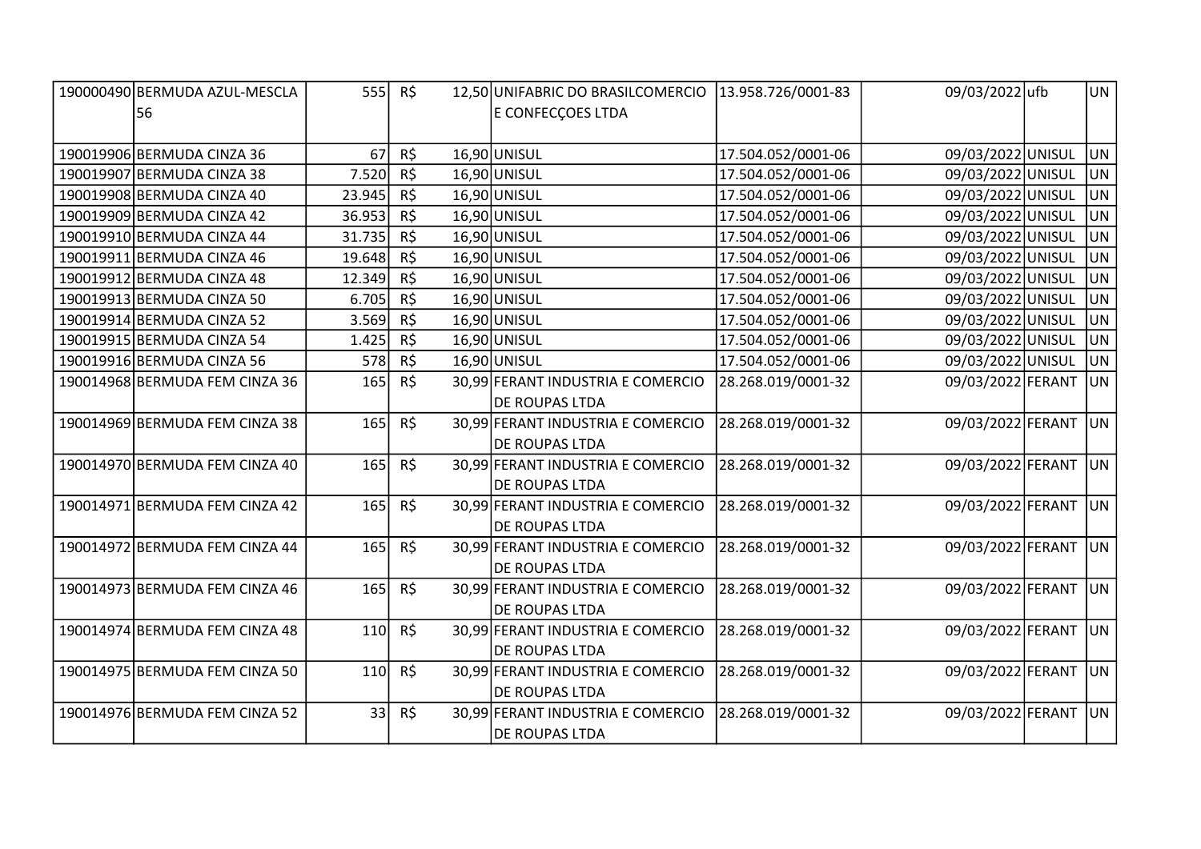| | | | | | | | | | |
|---|---|---|---|---|---|---|---|---|---|
| 190000490 | BERMUDA AZUL-MESCLA 56 | 555 | R$ | 12,50 | UNIFABRIC DO BRASILCOMERCIO E CONFECÇOES LTDA | 13.958.726/0001-83 | 09/03/2022 | ufb | UN |
| 190019906 | BERMUDA CINZA 36 | 67 | R$ | 16,90 | UNISUL | 17.504.052/0001-06 | 09/03/2022 | UNISUL | UN |
| 190019907 | BERMUDA CINZA 38 | 7.520 | R$ | 16,90 | UNISUL | 17.504.052/0001-06 | 09/03/2022 | UNISUL | UN |
| 190019908 | BERMUDA CINZA 40 | 23.945 | R$ | 16,90 | UNISUL | 17.504.052/0001-06 | 09/03/2022 | UNISUL | UN |
| 190019909 | BERMUDA CINZA 42 | 36.953 | R$ | 16,90 | UNISUL | 17.504.052/0001-06 | 09/03/2022 | UNISUL | UN |
| 190019910 | BERMUDA CINZA 44 | 31.735 | R$ | 16,90 | UNISUL | 17.504.052/0001-06 | 09/03/2022 | UNISUL | UN |
| 190019911 | BERMUDA CINZA 46 | 19.648 | R$ | 16,90 | UNISUL | 17.504.052/0001-06 | 09/03/2022 | UNISUL | UN |
| 190019912 | BERMUDA CINZA 48 | 12.349 | R$ | 16,90 | UNISUL | 17.504.052/0001-06 | 09/03/2022 | UNISUL | UN |
| 190019913 | BERMUDA CINZA 50 | 6.705 | R$ | 16,90 | UNISUL | 17.504.052/0001-06 | 09/03/2022 | UNISUL | UN |
| 190019914 | BERMUDA CINZA 52 | 3.569 | R$ | 16,90 | UNISUL | 17.504.052/0001-06 | 09/03/2022 | UNISUL | UN |
| 190019915 | BERMUDA CINZA 54 | 1.425 | R$ | 16,90 | UNISUL | 17.504.052/0001-06 | 09/03/2022 | UNISUL | UN |
| 190019916 | BERMUDA CINZA 56 | 578 | R$ | 16,90 | UNISUL | 17.504.052/0001-06 | 09/03/2022 | UNISUL | UN |
| 190014968 | BERMUDA FEM CINZA 36 | 165 | R$ | 30,99 | FERANT INDUSTRIA E COMERCIO DE ROUPAS LTDA | 28.268.019/0001-32 | 09/03/2022 | FERANT | UN |
| 190014969 | BERMUDA FEM CINZA 38 | 165 | R$ | 30,99 | FERANT INDUSTRIA E COMERCIO DE ROUPAS LTDA | 28.268.019/0001-32 | 09/03/2022 | FERANT | UN |
| 190014970 | BERMUDA FEM CINZA 40 | 165 | R$ | 30,99 | FERANT INDUSTRIA E COMERCIO DE ROUPAS LTDA | 28.268.019/0001-32 | 09/03/2022 | FERANT | UN |
| 190014971 | BERMUDA FEM CINZA 42 | 165 | R$ | 30,99 | FERANT INDUSTRIA E COMERCIO DE ROUPAS LTDA | 28.268.019/0001-32 | 09/03/2022 | FERANT | UN |
| 190014972 | BERMUDA FEM CINZA 44 | 165 | R$ | 30,99 | FERANT INDUSTRIA E COMERCIO DE ROUPAS LTDA | 28.268.019/0001-32 | 09/03/2022 | FERANT | UN |
| 190014973 | BERMUDA FEM CINZA 46 | 165 | R$ | 30,99 | FERANT INDUSTRIA E COMERCIO DE ROUPAS LTDA | 28.268.019/0001-32 | 09/03/2022 | FERANT | UN |
| 190014974 | BERMUDA FEM CINZA 48 | 110 | R$ | 30,99 | FERANT INDUSTRIA E COMERCIO DE ROUPAS LTDA | 28.268.019/0001-32 | 09/03/2022 | FERANT | UN |
| 190014975 | BERMUDA FEM CINZA 50 | 110 | R$ | 30,99 | FERANT INDUSTRIA E COMERCIO DE ROUPAS LTDA | 28.268.019/0001-32 | 09/03/2022 | FERANT | UN |
| 190014976 | BERMUDA FEM CINZA 52 | 33 | R$ | 30,99 | FERANT INDUSTRIA E COMERCIO DE ROUPAS LTDA | 28.268.019/0001-32 | 09/03/2022 | FERANT | UN |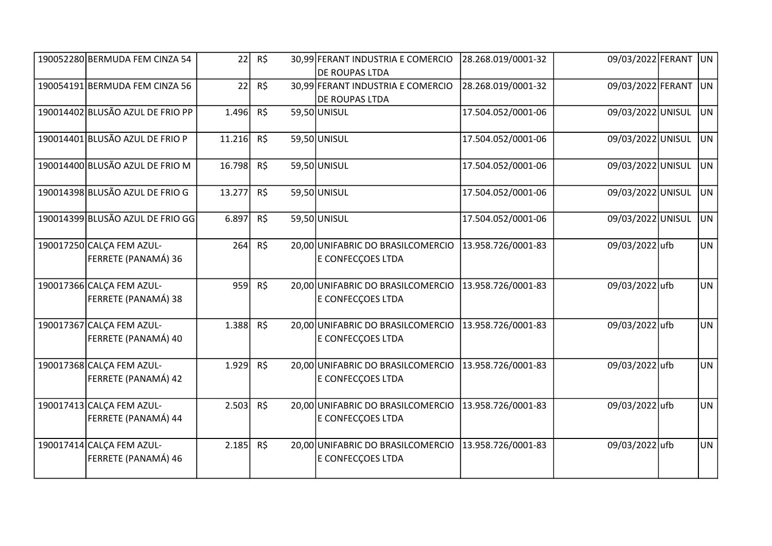| | | | | | | | | |
|---|---|---|---|---|---|---|---|---|
| 190052280 | BERMUDA FEM CINZA 54 | 22 | R$ | 30,99 | FERANT INDUSTRIA E COMERCIO DE ROUPAS LTDA | 28.268.019/0001-32 | 09/03/2022 | FERANT | UN |
| 190054191 | BERMUDA FEM CINZA 56 | 22 | R$ | 30,99 | FERANT INDUSTRIA E COMERCIO DE ROUPAS LTDA | 28.268.019/0001-32 | 09/03/2022 | FERANT | UN |
| 190014402 | BLUSÃO AZUL DE FRIO PP | 1.496 | R$ | 59,50 | UNISUL | 17.504.052/0001-06 | 09/03/2022 | UNISUL | UN |
| 190014401 | BLUSÃO AZUL DE FRIO P | 11.216 | R$ | 59,50 | UNISUL | 17.504.052/0001-06 | 09/03/2022 | UNISUL | UN |
| 190014400 | BLUSÃO AZUL DE FRIO M | 16.798 | R$ | 59,50 | UNISUL | 17.504.052/0001-06 | 09/03/2022 | UNISUL | UN |
| 190014398 | BLUSÃO AZUL DE FRIO G | 13.277 | R$ | 59,50 | UNISUL | 17.504.052/0001-06 | 09/03/2022 | UNISUL | UN |
| 190014399 | BLUSÃO AZUL DE FRIO GG | 6.897 | R$ | 59,50 | UNISUL | 17.504.052/0001-06 | 09/03/2022 | UNISUL | UN |
| 190017250 | CALÇA FEM AZUL-FERRETE (PANAMÁ) 36 | 264 | R$ | 20,00 | UNIFABRIC DO BRASILCOMERCIO E CONFECÇOES LTDA | 13.958.726/0001-83 | 09/03/2022 | ufb | UN |
| 190017366 | CALÇA FEM AZUL-FERRETE (PANAMÁ) 38 | 959 | R$ | 20,00 | UNIFABRIC DO BRASILCOMERCIO E CONFECÇOES LTDA | 13.958.726/0001-83 | 09/03/2022 | ufb | UN |
| 190017367 | CALÇA FEM AZUL-FERRETE (PANAMÁ) 40 | 1.388 | R$ | 20,00 | UNIFABRIC DO BRASILCOMERCIO E CONFECÇOES LTDA | 13.958.726/0001-83 | 09/03/2022 | ufb | UN |
| 190017368 | CALÇA FEM AZUL-FERRETE (PANAMÁ) 42 | 1.929 | R$ | 20,00 | UNIFABRIC DO BRASILCOMERCIO E CONFECÇOES LTDA | 13.958.726/0001-83 | 09/03/2022 | ufb | UN |
| 190017413 | CALÇA FEM AZUL-FERRETE (PANAMÁ) 44 | 2.503 | R$ | 20,00 | UNIFABRIC DO BRASILCOMERCIO E CONFECÇOES LTDA | 13.958.726/0001-83 | 09/03/2022 | ufb | UN |
| 190017414 | CALÇA FEM AZUL-FERRETE (PANAMÁ) 46 | 2.185 | R$ | 20,00 | UNIFABRIC DO BRASILCOMERCIO E CONFECÇOES LTDA | 13.958.726/0001-83 | 09/03/2022 | ufb | UN |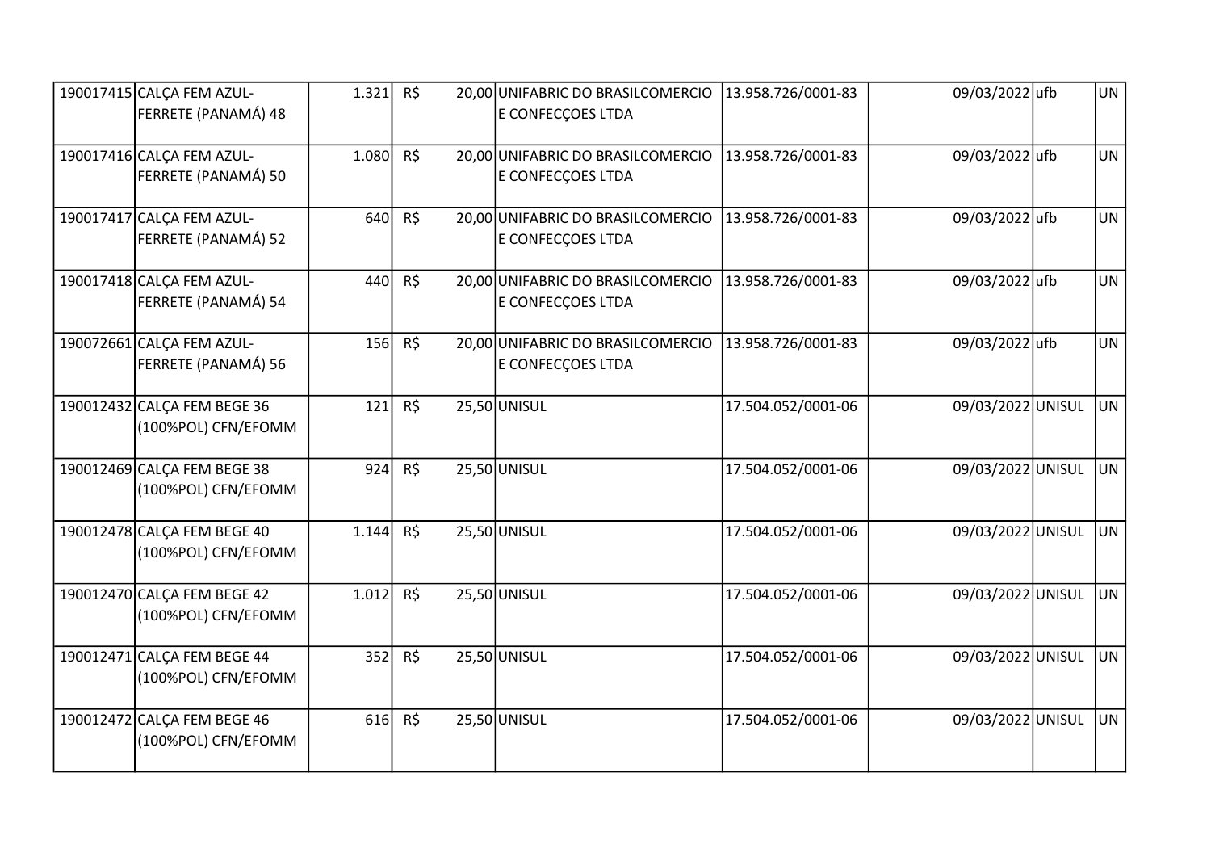| | | | | | | | | | |
|---|---|---|---|---|---|---|---|---|---|
| 190017415 | CALÇA FEM AZUL-FERRETE (PANAMÁ) 48 | 1.321 | R$ | 20,00 | UNIFABRIC DO BRASILCOMERCIO E CONFECÇOES LTDA | 13.958.726/0001-83 | 09/03/2022 | ufb | UN |
| 190017416 | CALÇA FEM AZUL-FERRETE (PANAMÁ) 50 | 1.080 | R$ | 20,00 | UNIFABRIC DO BRASILCOMERCIO E CONFECÇOES LTDA | 13.958.726/0001-83 | 09/03/2022 | ufb | UN |
| 190017417 | CALÇA FEM AZUL-FERRETE (PANAMÁ) 52 | 640 | R$ | 20,00 | UNIFABRIC DO BRASILCOMERCIO E CONFECÇOES LTDA | 13.958.726/0001-83 | 09/03/2022 | ufb | UN |
| 190017418 | CALÇA FEM AZUL-FERRETE (PANAMÁ) 54 | 440 | R$ | 20,00 | UNIFABRIC DO BRASILCOMERCIO E CONFECÇOES LTDA | 13.958.726/0001-83 | 09/03/2022 | ufb | UN |
| 190072661 | CALÇA FEM AZUL-FERRETE (PANAMÁ) 56 | 156 | R$ | 20,00 | UNIFABRIC DO BRASILCOMERCIO E CONFECÇOES LTDA | 13.958.726/0001-83 | 09/03/2022 | ufb | UN |
| 190012432 | CALÇA FEM BEGE 36 (100%POL) CFN/EFOMM | 121 | R$ | 25,50 | UNISUL | 17.504.052/0001-06 | 09/03/2022 | UNISUL | UN |
| 190012469 | CALÇA FEM BEGE 38 (100%POL) CFN/EFOMM | 924 | R$ | 25,50 | UNISUL | 17.504.052/0001-06 | 09/03/2022 | UNISUL | UN |
| 190012478 | CALÇA FEM BEGE 40 (100%POL) CFN/EFOMM | 1.144 | R$ | 25,50 | UNISUL | 17.504.052/0001-06 | 09/03/2022 | UNISUL | UN |
| 190012470 | CALÇA FEM BEGE 42 (100%POL) CFN/EFOMM | 1.012 | R$ | 25,50 | UNISUL | 17.504.052/0001-06 | 09/03/2022 | UNISUL | UN |
| 190012471 | CALÇA FEM BEGE 44 (100%POL) CFN/EFOMM | 352 | R$ | 25,50 | UNISUL | 17.504.052/0001-06 | 09/03/2022 | UNISUL | UN |
| 190012472 | CALÇA FEM BEGE 46 (100%POL) CFN/EFOMM | 616 | R$ | 25,50 | UNISUL | 17.504.052/0001-06 | 09/03/2022 | UNISUL | UN |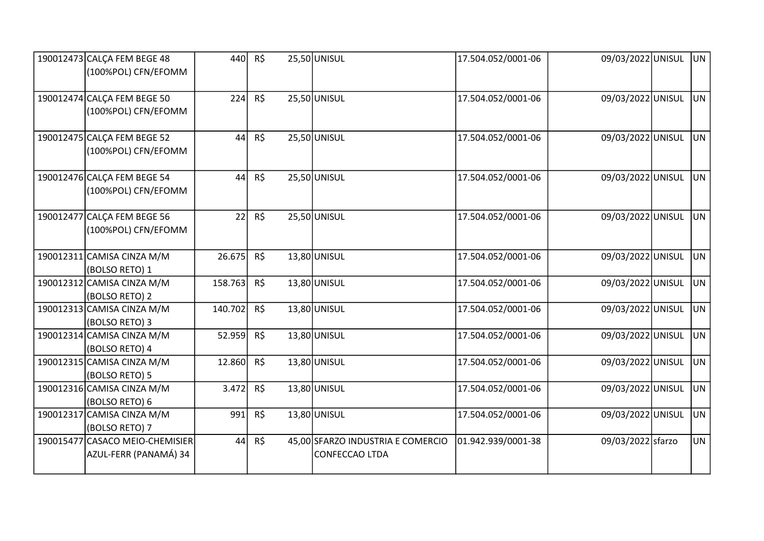| | | | | | | | | | |
|---|---|---|---|---|---|---|---|---|---|
| 190012473 | CALÇA FEM BEGE 48 (100%POL) CFN/EFOMM | 440 | R$ | 25,50 | UNISUL | 17.504.052/0001-06 | 09/03/2022 | UNISUL | UN |
| 190012474 | CALÇA FEM BEGE 50 (100%POL) CFN/EFOMM | 224 | R$ | 25,50 | UNISUL | 17.504.052/0001-06 | 09/03/2022 | UNISUL | UN |
| 190012475 | CALÇA FEM BEGE 52 (100%POL) CFN/EFOMM | 44 | R$ | 25,50 | UNISUL | 17.504.052/0001-06 | 09/03/2022 | UNISUL | UN |
| 190012476 | CALÇA FEM BEGE 54 (100%POL) CFN/EFOMM | 44 | R$ | 25,50 | UNISUL | 17.504.052/0001-06 | 09/03/2022 | UNISUL | UN |
| 190012477 | CALÇA FEM BEGE 56 (100%POL) CFN/EFOMM | 22 | R$ | 25,50 | UNISUL | 17.504.052/0001-06 | 09/03/2022 | UNISUL | UN |
| 190012311 | CAMISA CINZA M/M (BOLSO RETO) 1 | 26.675 | R$ | 13,80 | UNISUL | 17.504.052/0001-06 | 09/03/2022 | UNISUL | UN |
| 190012312 | CAMISA CINZA M/M (BOLSO RETO) 2 | 158.763 | R$ | 13,80 | UNISUL | 17.504.052/0001-06 | 09/03/2022 | UNISUL | UN |
| 190012313 | CAMISA CINZA M/M (BOLSO RETO) 3 | 140.702 | R$ | 13,80 | UNISUL | 17.504.052/0001-06 | 09/03/2022 | UNISUL | UN |
| 190012314 | CAMISA CINZA M/M (BOLSO RETO) 4 | 52.959 | R$ | 13,80 | UNISUL | 17.504.052/0001-06 | 09/03/2022 | UNISUL | UN |
| 190012315 | CAMISA CINZA M/M (BOLSO RETO) 5 | 12.860 | R$ | 13,80 | UNISUL | 17.504.052/0001-06 | 09/03/2022 | UNISUL | UN |
| 190012316 | CAMISA CINZA M/M (BOLSO RETO) 6 | 3.472 | R$ | 13,80 | UNISUL | 17.504.052/0001-06 | 09/03/2022 | UNISUL | UN |
| 190012317 | CAMISA CINZA M/M (BOLSO RETO) 7 | 991 | R$ | 13,80 | UNISUL | 17.504.052/0001-06 | 09/03/2022 | UNISUL | UN |
| 190015477 | CASACO MEIO-CHEMISIER AZUL-FERR (PANAMÁ) 34 | 44 | R$ | 45,00 | SFARZO INDUSTRIA E COMERCIO CONFECCAO LTDA | 01.942.939/0001-38 | 09/03/2022 | sfarzo | UN |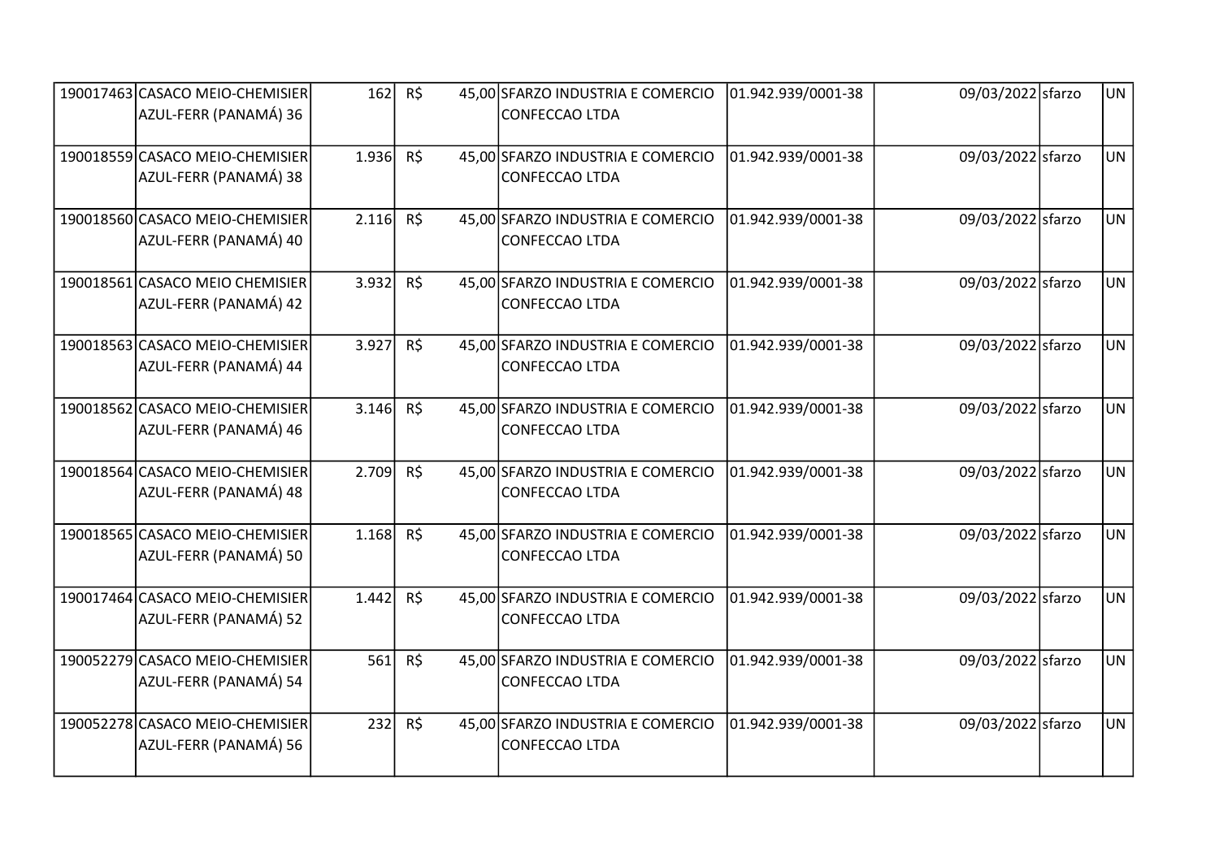| | | | | | | | | | |
|---|---|---|---|---|---|---|---|---|---|
| 190017463 | CASACO MEIO-CHEMISIER AZUL-FERR (PANAMÁ) 36 | 162 | R$ | 45,00 | SFARZO INDUSTRIA E COMERCIO CONFECCAO LTDA | 01.942.939/0001-38 | 09/03/2022 | sfarzo | UN |
| 190018559 | CASACO MEIO-CHEMISIER AZUL-FERR (PANAMÁ) 38 | 1.936 | R$ | 45,00 | SFARZO INDUSTRIA E COMERCIO CONFECCAO LTDA | 01.942.939/0001-38 | 09/03/2022 | sfarzo | UN |
| 190018560 | CASACO MEIO-CHEMISIER AZUL-FERR (PANAMÁ) 40 | 2.116 | R$ | 45,00 | SFARZO INDUSTRIA E COMERCIO CONFECCAO LTDA | 01.942.939/0001-38 | 09/03/2022 | sfarzo | UN |
| 190018561 | CASACO MEIO CHEMISIER AZUL-FERR (PANAMÁ) 42 | 3.932 | R$ | 45,00 | SFARZO INDUSTRIA E COMERCIO CONFECCAO LTDA | 01.942.939/0001-38 | 09/03/2022 | sfarzo | UN |
| 190018563 | CASACO MEIO-CHEMISIER AZUL-FERR (PANAMÁ) 44 | 3.927 | R$ | 45,00 | SFARZO INDUSTRIA E COMERCIO CONFECCAO LTDA | 01.942.939/0001-38 | 09/03/2022 | sfarzo | UN |
| 190018562 | CASACO MEIO-CHEMISIER AZUL-FERR (PANAMÁ) 46 | 3.146 | R$ | 45,00 | SFARZO INDUSTRIA E COMERCIO CONFECCAO LTDA | 01.942.939/0001-38 | 09/03/2022 | sfarzo | UN |
| 190018564 | CASACO MEIO-CHEMISIER AZUL-FERR (PANAMÁ) 48 | 2.709 | R$ | 45,00 | SFARZO INDUSTRIA E COMERCIO CONFECCAO LTDA | 01.942.939/0001-38 | 09/03/2022 | sfarzo | UN |
| 190018565 | CASACO MEIO-CHEMISIER AZUL-FERR (PANAMÁ) 50 | 1.168 | R$ | 45,00 | SFARZO INDUSTRIA E COMERCIO CONFECCAO LTDA | 01.942.939/0001-38 | 09/03/2022 | sfarzo | UN |
| 190017464 | CASACO MEIO-CHEMISIER AZUL-FERR (PANAMÁ) 52 | 1.442 | R$ | 45,00 | SFARZO INDUSTRIA E COMERCIO CONFECCAO LTDA | 01.942.939/0001-38 | 09/03/2022 | sfarzo | UN |
| 190052279 | CASACO MEIO-CHEMISIER AZUL-FERR (PANAMÁ) 54 | 561 | R$ | 45,00 | SFARZO INDUSTRIA E COMERCIO CONFECCAO LTDA | 01.942.939/0001-38 | 09/03/2022 | sfarzo | UN |
| 190052278 | CASACO MEIO-CHEMISIER AZUL-FERR (PANAMÁ) 56 | 232 | R$ | 45,00 | SFARZO INDUSTRIA E COMERCIO CONFECCAO LTDA | 01.942.939/0001-38 | 09/03/2022 | sfarzo | UN |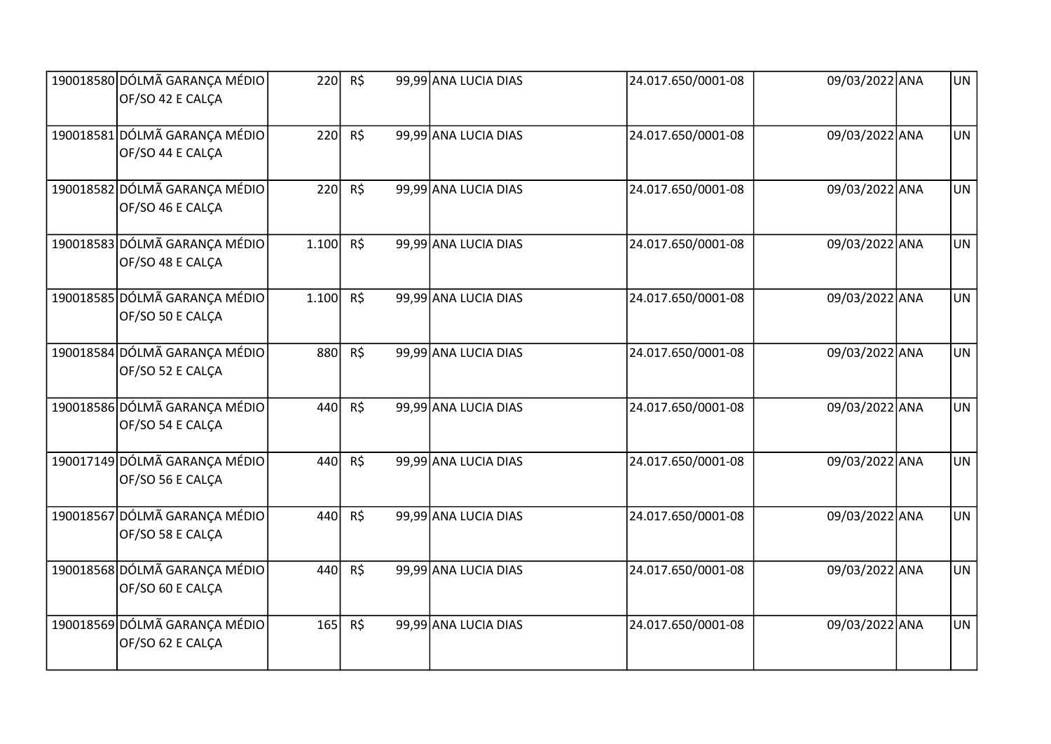| | | | | | | | | | |
|---|---|---|---|---|---|---|---|---|---|
| 190018580 | DÓLMÃ GARANÇA MÉDIO OF/SO 42 E CALÇA | 220 | R$ | 99,99 | ANA LUCIA DIAS | 24.017.650/0001-08 | 09/03/2022 | ANA | UN |
| 190018581 | DÓLMÃ GARANÇA MÉDIO OF/SO 44 E CALÇA | 220 | R$ | 99,99 | ANA LUCIA DIAS | 24.017.650/0001-08 | 09/03/2022 | ANA | UN |
| 190018582 | DÓLMÃ GARANÇA MÉDIO OF/SO 46 E CALÇA | 220 | R$ | 99,99 | ANA LUCIA DIAS | 24.017.650/0001-08 | 09/03/2022 | ANA | UN |
| 190018583 | DÓLMÃ GARANÇA MÉDIO OF/SO 48 E CALÇA | 1.100 | R$ | 99,99 | ANA LUCIA DIAS | 24.017.650/0001-08 | 09/03/2022 | ANA | UN |
| 190018585 | DÓLMÃ GARANÇA MÉDIO OF/SO 50 E CALÇA | 1.100 | R$ | 99,99 | ANA LUCIA DIAS | 24.017.650/0001-08 | 09/03/2022 | ANA | UN |
| 190018584 | DÓLMÃ GARANÇA MÉDIO OF/SO 52 E CALÇA | 880 | R$ | 99,99 | ANA LUCIA DIAS | 24.017.650/0001-08 | 09/03/2022 | ANA | UN |
| 190018586 | DÓLMÃ GARANÇA MÉDIO OF/SO 54 E CALÇA | 440 | R$ | 99,99 | ANA LUCIA DIAS | 24.017.650/0001-08 | 09/03/2022 | ANA | UN |
| 190017149 | DÓLMÃ GARANÇA MÉDIO OF/SO 56 E CALÇA | 440 | R$ | 99,99 | ANA LUCIA DIAS | 24.017.650/0001-08 | 09/03/2022 | ANA | UN |
| 190018567 | DÓLMÃ GARANÇA MÉDIO OF/SO 58 E CALÇA | 440 | R$ | 99,99 | ANA LUCIA DIAS | 24.017.650/0001-08 | 09/03/2022 | ANA | UN |
| 190018568 | DÓLMÃ GARANÇA MÉDIO OF/SO 60 E CALÇA | 440 | R$ | 99,99 | ANA LUCIA DIAS | 24.017.650/0001-08 | 09/03/2022 | ANA | UN |
| 190018569 | DÓLMÃ GARANÇA MÉDIO OF/SO 62 E CALÇA | 165 | R$ | 99,99 | ANA LUCIA DIAS | 24.017.650/0001-08 | 09/03/2022 | ANA | UN |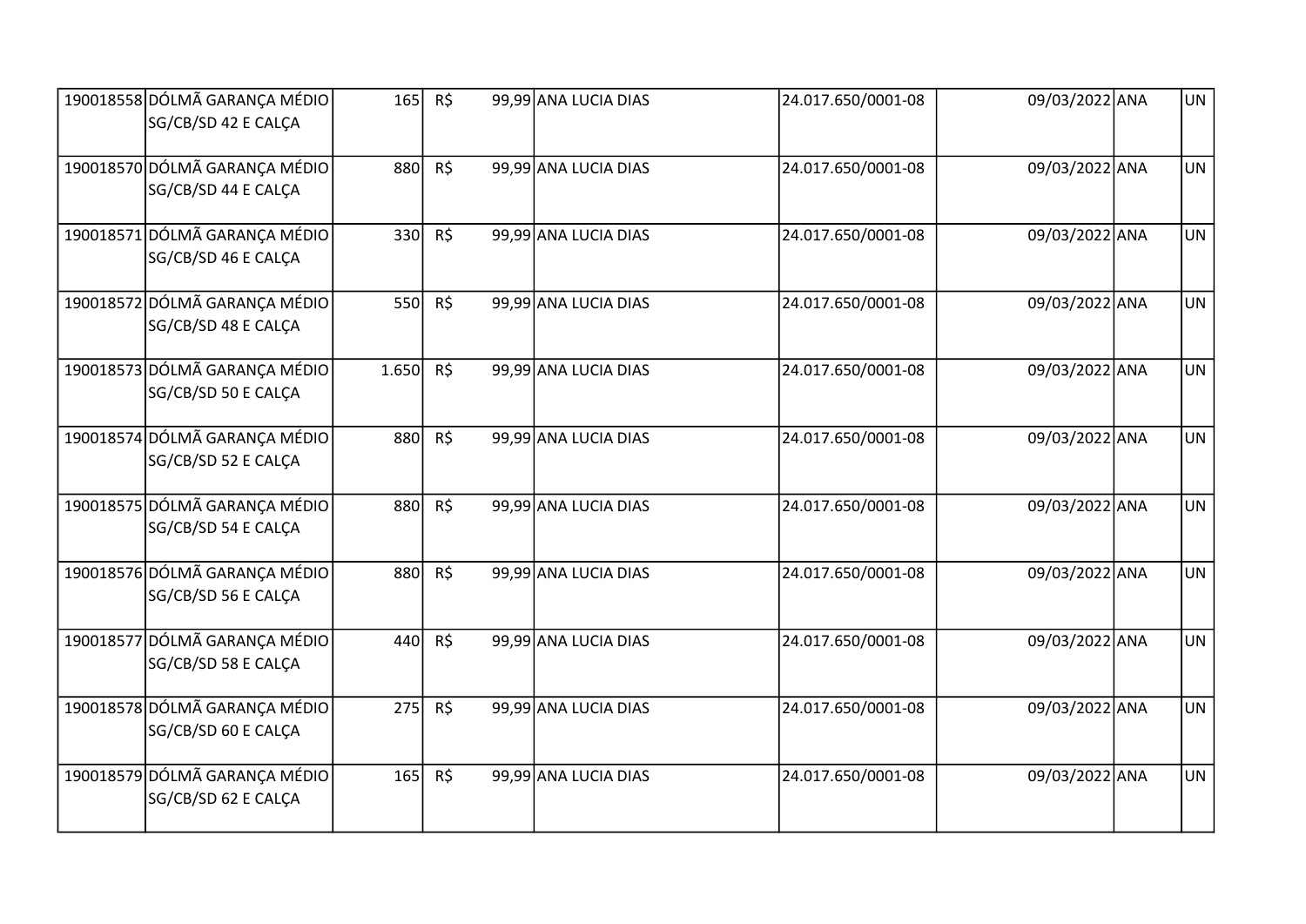| | | | | | | | | |
|---|---|---|---|---|---|---|---|---|
| 190018558 | DÓLMÃ GARANÇA MÉDIO SG/CB/SD 42 E CALÇA | 165 | R$ 99,99 | ANA LUCIA DIAS | 24.017.650/0001-08 | 09/03/2022 | ANA | UN |
| 190018570 | DÓLMÃ GARANÇA MÉDIO SG/CB/SD 44 E CALÇA | 880 | R$ 99,99 | ANA LUCIA DIAS | 24.017.650/0001-08 | 09/03/2022 | ANA | UN |
| 190018571 | DÓLMÃ GARANÇA MÉDIO SG/CB/SD 46 E CALÇA | 330 | R$ 99,99 | ANA LUCIA DIAS | 24.017.650/0001-08 | 09/03/2022 | ANA | UN |
| 190018572 | DÓLMÃ GARANÇA MÉDIO SG/CB/SD 48 E CALÇA | 550 | R$ 99,99 | ANA LUCIA DIAS | 24.017.650/0001-08 | 09/03/2022 | ANA | UN |
| 190018573 | DÓLMÃ GARANÇA MÉDIO SG/CB/SD 50 E CALÇA | 1.650 | R$ 99,99 | ANA LUCIA DIAS | 24.017.650/0001-08 | 09/03/2022 | ANA | UN |
| 190018574 | DÓLMÃ GARANÇA MÉDIO SG/CB/SD 52 E CALÇA | 880 | R$ 99,99 | ANA LUCIA DIAS | 24.017.650/0001-08 | 09/03/2022 | ANA | UN |
| 190018575 | DÓLMÃ GARANÇA MÉDIO SG/CB/SD 54 E CALÇA | 880 | R$ 99,99 | ANA LUCIA DIAS | 24.017.650/0001-08 | 09/03/2022 | ANA | UN |
| 190018576 | DÓLMÃ GARANÇA MÉDIO SG/CB/SD 56 E CALÇA | 880 | R$ 99,99 | ANA LUCIA DIAS | 24.017.650/0001-08 | 09/03/2022 | ANA | UN |
| 190018577 | DÓLMÃ GARANÇA MÉDIO SG/CB/SD 58 E CALÇA | 440 | R$ 99,99 | ANA LUCIA DIAS | 24.017.650/0001-08 | 09/03/2022 | ANA | UN |
| 190018578 | DÓLMÃ GARANÇA MÉDIO SG/CB/SD 60 E CALÇA | 275 | R$ 99,99 | ANA LUCIA DIAS | 24.017.650/0001-08 | 09/03/2022 | ANA | UN |
| 190018579 | DÓLMÃ GARANÇA MÉDIO SG/CB/SD 62 E CALÇA | 165 | R$ 99,99 | ANA LUCIA DIAS | 24.017.650/0001-08 | 09/03/2022 | ANA | UN |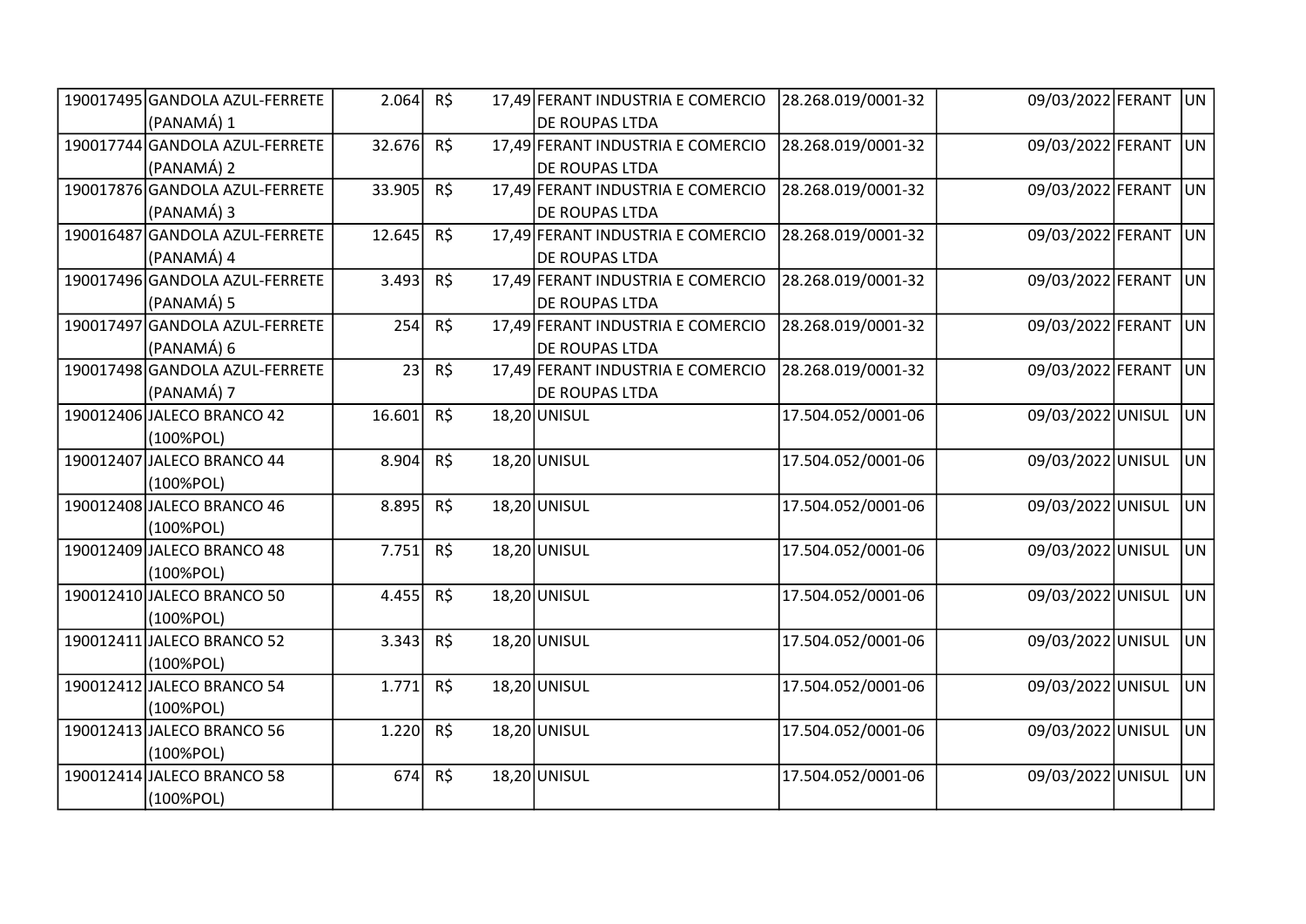| | | | | | | | | | |
|---|---|---|---|---|---|---|---|---|---|
| 190017495 | GANDOLA AZUL-FERRETE (PANAMÁ) 1 | 2.064 | R$ | 17,49 | FERANT INDUSTRIA E COMERCIO DE ROUPAS LTDA | 28.268.019/0001-32 | 09/03/2022 | FERANT | UN |
| 190017744 | GANDOLA AZUL-FERRETE (PANAMÁ) 2 | 32.676 | R$ | 17,49 | FERANT INDUSTRIA E COMERCIO DE ROUPAS LTDA | 28.268.019/0001-32 | 09/03/2022 | FERANT | UN |
| 190017876 | GANDOLA AZUL-FERRETE (PANAMÁ) 3 | 33.905 | R$ | 17,49 | FERANT INDUSTRIA E COMERCIO DE ROUPAS LTDA | 28.268.019/0001-32 | 09/03/2022 | FERANT | UN |
| 190016487 | GANDOLA AZUL-FERRETE (PANAMÁ) 4 | 12.645 | R$ | 17,49 | FERANT INDUSTRIA E COMERCIO DE ROUPAS LTDA | 28.268.019/0001-32 | 09/03/2022 | FERANT | UN |
| 190017496 | GANDOLA AZUL-FERRETE (PANAMÁ) 5 | 3.493 | R$ | 17,49 | FERANT INDUSTRIA E COMERCIO DE ROUPAS LTDA | 28.268.019/0001-32 | 09/03/2022 | FERANT | UN |
| 190017497 | GANDOLA AZUL-FERRETE (PANAMÁ) 6 | 254 | R$ | 17,49 | FERANT INDUSTRIA E COMERCIO DE ROUPAS LTDA | 28.268.019/0001-32 | 09/03/2022 | FERANT | UN |
| 190017498 | GANDOLA AZUL-FERRETE (PANAMÁ) 7 | 23 | R$ | 17,49 | FERANT INDUSTRIA E COMERCIO DE ROUPAS LTDA | 28.268.019/0001-32 | 09/03/2022 | FERANT | UN |
| 190012406 | JALECO BRANCO 42 (100%POL) | 16.601 | R$ | 18,20 | UNISUL | 17.504.052/0001-06 | 09/03/2022 | UNISUL | UN |
| 190012407 | JALECO BRANCO 44 (100%POL) | 8.904 | R$ | 18,20 | UNISUL | 17.504.052/0001-06 | 09/03/2022 | UNISUL | UN |
| 190012408 | JALECO BRANCO 46 (100%POL) | 8.895 | R$ | 18,20 | UNISUL | 17.504.052/0001-06 | 09/03/2022 | UNISUL | UN |
| 190012409 | JALECO BRANCO 48 (100%POL) | 7.751 | R$ | 18,20 | UNISUL | 17.504.052/0001-06 | 09/03/2022 | UNISUL | UN |
| 190012410 | JALECO BRANCO 50 (100%POL) | 4.455 | R$ | 18,20 | UNISUL | 17.504.052/0001-06 | 09/03/2022 | UNISUL | UN |
| 190012411 | JALECO BRANCO 52 (100%POL) | 3.343 | R$ | 18,20 | UNISUL | 17.504.052/0001-06 | 09/03/2022 | UNISUL | UN |
| 190012412 | JALECO BRANCO 54 (100%POL) | 1.771 | R$ | 18,20 | UNISUL | 17.504.052/0001-06 | 09/03/2022 | UNISUL | UN |
| 190012413 | JALECO BRANCO 56 (100%POL) | 1.220 | R$ | 18,20 | UNISUL | 17.504.052/0001-06 | 09/03/2022 | UNISUL | UN |
| 190012414 | JALECO BRANCO 58 (100%POL) | 674 | R$ | 18,20 | UNISUL | 17.504.052/0001-06 | 09/03/2022 | UNISUL | UN |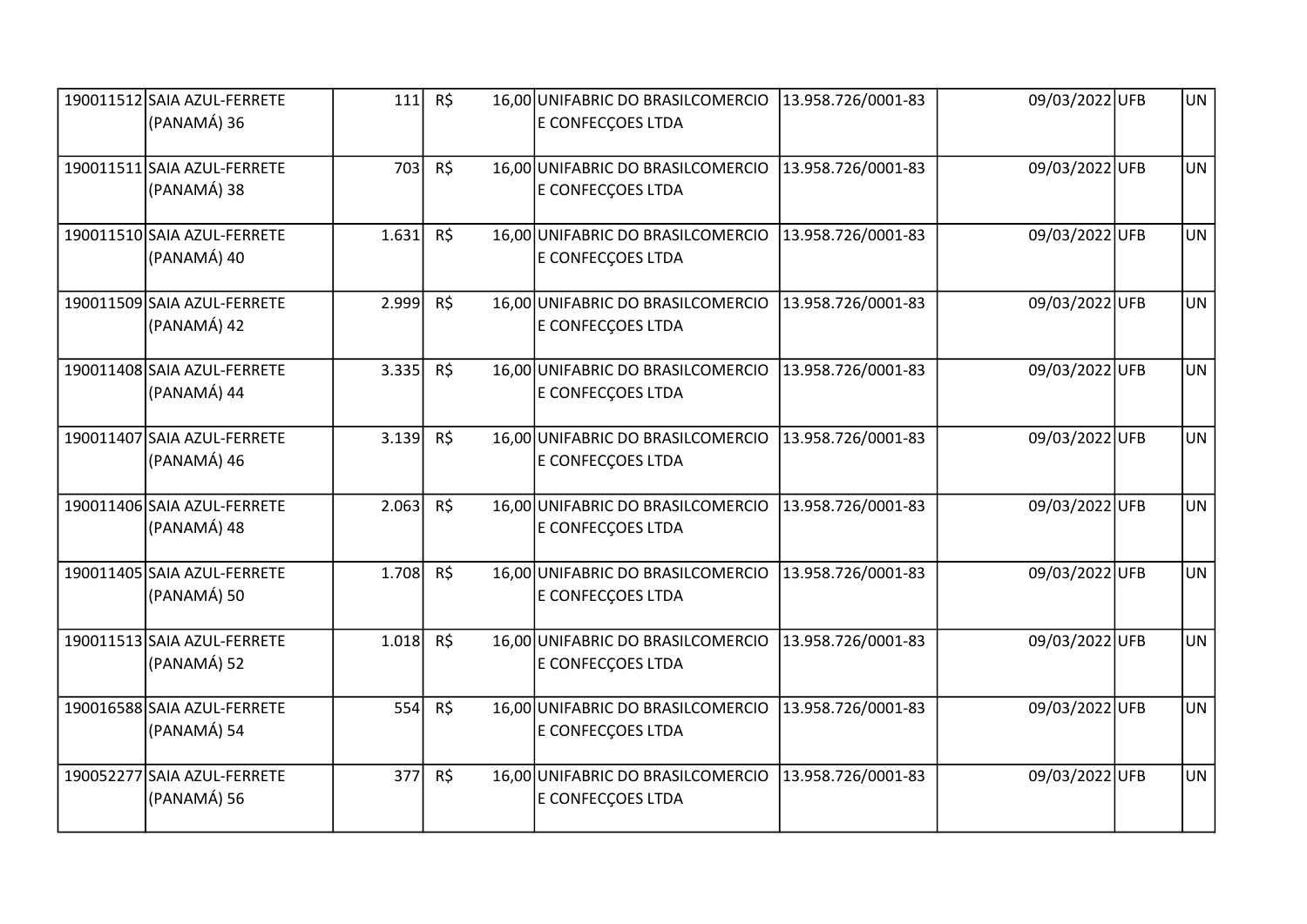| | | | | | | | | | |
|---|---|---|---|---|---|---|---|---|---|
| 190011512 | SAIA AZUL-FERRETE (PANAMÁ) 36 | 111 | R$ | 16,00 | UNIFABRIC DO BRASILCOMERCIO E CONFECÇOES LTDA | 13.958.726/0001-83 | 09/03/2022 | UFB | UN |
| 190011511 | SAIA AZUL-FERRETE (PANAMÁ) 38 | 703 | R$ | 16,00 | UNIFABRIC DO BRASILCOMERCIO E CONFECÇOES LTDA | 13.958.726/0001-83 | 09/03/2022 | UFB | UN |
| 190011510 | SAIA AZUL-FERRETE (PANAMÁ) 40 | 1.631 | R$ | 16,00 | UNIFABRIC DO BRASILCOMERCIO E CONFECÇOES LTDA | 13.958.726/0001-83 | 09/03/2022 | UFB | UN |
| 190011509 | SAIA AZUL-FERRETE (PANAMÁ) 42 | 2.999 | R$ | 16,00 | UNIFABRIC DO BRASILCOMERCIO E CONFECÇOES LTDA | 13.958.726/0001-83 | 09/03/2022 | UFB | UN |
| 190011408 | SAIA AZUL-FERRETE (PANAMÁ) 44 | 3.335 | R$ | 16,00 | UNIFABRIC DO BRASILCOMERCIO E CONFECÇOES LTDA | 13.958.726/0001-83 | 09/03/2022 | UFB | UN |
| 190011407 | SAIA AZUL-FERRETE (PANAMÁ) 46 | 3.139 | R$ | 16,00 | UNIFABRIC DO BRASILCOMERCIO E CONFECÇOES LTDA | 13.958.726/0001-83 | 09/03/2022 | UFB | UN |
| 190011406 | SAIA AZUL-FERRETE (PANAMÁ) 48 | 2.063 | R$ | 16,00 | UNIFABRIC DO BRASILCOMERCIO E CONFECÇOES LTDA | 13.958.726/0001-83 | 09/03/2022 | UFB | UN |
| 190011405 | SAIA AZUL-FERRETE (PANAMÁ) 50 | 1.708 | R$ | 16,00 | UNIFABRIC DO BRASILCOMERCIO E CONFECÇOES LTDA | 13.958.726/0001-83 | 09/03/2022 | UFB | UN |
| 190011513 | SAIA AZUL-FERRETE (PANAMÁ) 52 | 1.018 | R$ | 16,00 | UNIFABRIC DO BRASILCOMERCIO E CONFECÇOES LTDA | 13.958.726/0001-83 | 09/03/2022 | UFB | UN |
| 190016588 | SAIA AZUL-FERRETE (PANAMÁ) 54 | 554 | R$ | 16,00 | UNIFABRIC DO BRASILCOMERCIO E CONFECÇOES LTDA | 13.958.726/0001-83 | 09/03/2022 | UFB | UN |
| 190052277 | SAIA AZUL-FERRETE (PANAMÁ) 56 | 377 | R$ | 16,00 | UNIFABRIC DO BRASILCOMERCIO E CONFECÇOES LTDA | 13.958.726/0001-83 | 09/03/2022 | UFB | UN |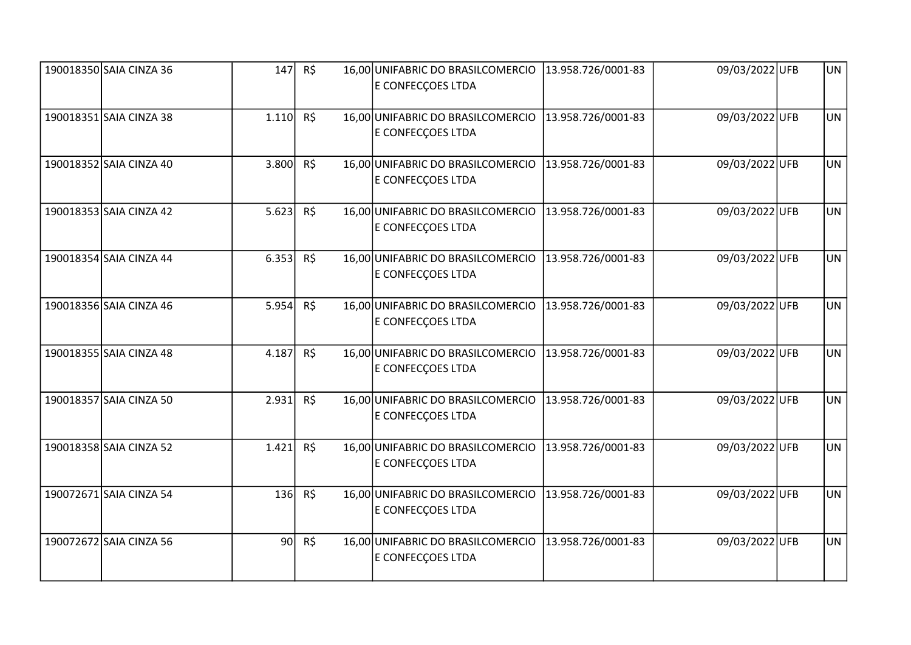| | | | | | | | | | |
|---|---|---|---|---|---|---|---|---|---|
| 190018350 | SAIA CINZA 36 | 147 | R$ | 16,00 | UNIFABRIC DO BRASILCOMERCIO E CONFECÇOES LTDA | 13.958.726/0001-83 | 09/03/2022 | UFB | UN |
| 190018351 | SAIA CINZA 38 | 1.110 | R$ | 16,00 | UNIFABRIC DO BRASILCOMERCIO E CONFECÇOES LTDA | 13.958.726/0001-83 | 09/03/2022 | UFB | UN |
| 190018352 | SAIA CINZA 40 | 3.800 | R$ | 16,00 | UNIFABRIC DO BRASILCOMERCIO E CONFECÇOES LTDA | 13.958.726/0001-83 | 09/03/2022 | UFB | UN |
| 190018353 | SAIA CINZA 42 | 5.623 | R$ | 16,00 | UNIFABRIC DO BRASILCOMERCIO E CONFECÇOES LTDA | 13.958.726/0001-83 | 09/03/2022 | UFB | UN |
| 190018354 | SAIA CINZA 44 | 6.353 | R$ | 16,00 | UNIFABRIC DO BRASILCOMERCIO E CONFECÇOES LTDA | 13.958.726/0001-83 | 09/03/2022 | UFB | UN |
| 190018356 | SAIA CINZA 46 | 5.954 | R$ | 16,00 | UNIFABRIC DO BRASILCOMERCIO E CONFECÇOES LTDA | 13.958.726/0001-83 | 09/03/2022 | UFB | UN |
| 190018355 | SAIA CINZA 48 | 4.187 | R$ | 16,00 | UNIFABRIC DO BRASILCOMERCIO E CONFECÇOES LTDA | 13.958.726/0001-83 | 09/03/2022 | UFB | UN |
| 190018357 | SAIA CINZA 50 | 2.931 | R$ | 16,00 | UNIFABRIC DO BRASILCOMERCIO E CONFECÇOES LTDA | 13.958.726/0001-83 | 09/03/2022 | UFB | UN |
| 190018358 | SAIA CINZA 52 | 1.421 | R$ | 16,00 | UNIFABRIC DO BRASILCOMERCIO E CONFECÇOES LTDA | 13.958.726/0001-83 | 09/03/2022 | UFB | UN |
| 190072671 | SAIA CINZA 54 | 136 | R$ | 16,00 | UNIFABRIC DO BRASILCOMERCIO E CONFECÇOES LTDA | 13.958.726/0001-83 | 09/03/2022 | UFB | UN |
| 190072672 | SAIA CINZA 56 | 90 | R$ | 16,00 | UNIFABRIC DO BRASILCOMERCIO E CONFECÇOES LTDA | 13.958.726/0001-83 | 09/03/2022 | UFB | UN |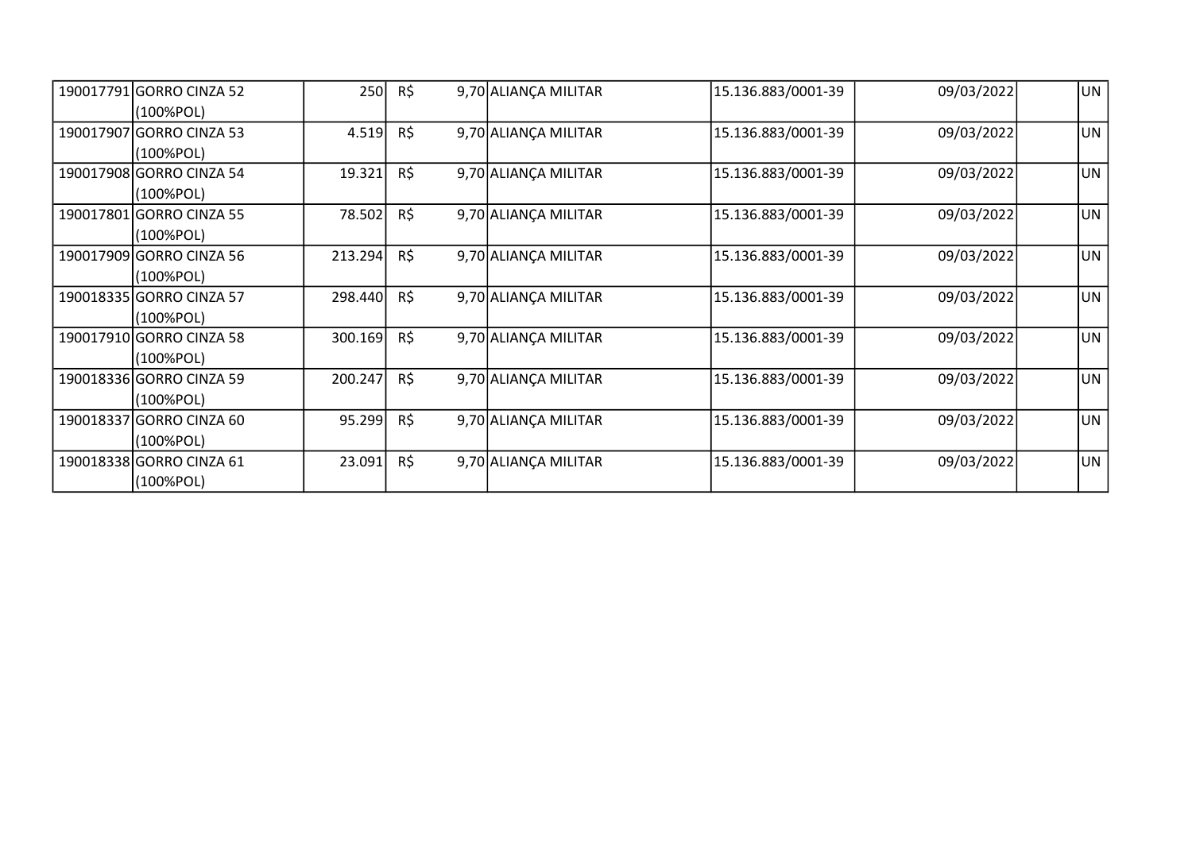| | | | | | | | | | |
|---|---|---|---|---|---|---|---|---|---|
| 190017791 | GORRO CINZA 52 (100%POL) | 250 | R$ | 9,70 | ALIANÇA MILITAR | 15.136.883/0001-39 | 09/03/2022 | | UN |
| 190017907 | GORRO CINZA 53 (100%POL) | 4.519 | R$ | 9,70 | ALIANÇA MILITAR | 15.136.883/0001-39 | 09/03/2022 | | UN |
| 190017908 | GORRO CINZA 54 (100%POL) | 19.321 | R$ | 9,70 | ALIANÇA MILITAR | 15.136.883/0001-39 | 09/03/2022 | | UN |
| 190017801 | GORRO CINZA 55 (100%POL) | 78.502 | R$ | 9,70 | ALIANÇA MILITAR | 15.136.883/0001-39 | 09/03/2022 | | UN |
| 190017909 | GORRO CINZA 56 (100%POL) | 213.294 | R$ | 9,70 | ALIANÇA MILITAR | 15.136.883/0001-39 | 09/03/2022 | | UN |
| 190018335 | GORRO CINZA 57 (100%POL) | 298.440 | R$ | 9,70 | ALIANÇA MILITAR | 15.136.883/0001-39 | 09/03/2022 | | UN |
| 190017910 | GORRO CINZA 58 (100%POL) | 300.169 | R$ | 9,70 | ALIANÇA MILITAR | 15.136.883/0001-39 | 09/03/2022 | | UN |
| 190018336 | GORRO CINZA 59 (100%POL) | 200.247 | R$ | 9,70 | ALIANÇA MILITAR | 15.136.883/0001-39 | 09/03/2022 | | UN |
| 190018337 | GORRO CINZA 60 (100%POL) | 95.299 | R$ | 9,70 | ALIANÇA MILITAR | 15.136.883/0001-39 | 09/03/2022 | | UN |
| 190018338 | GORRO CINZA 61 (100%POL) | 23.091 | R$ | 9,70 | ALIANÇA MILITAR | 15.136.883/0001-39 | 09/03/2022 | | UN |